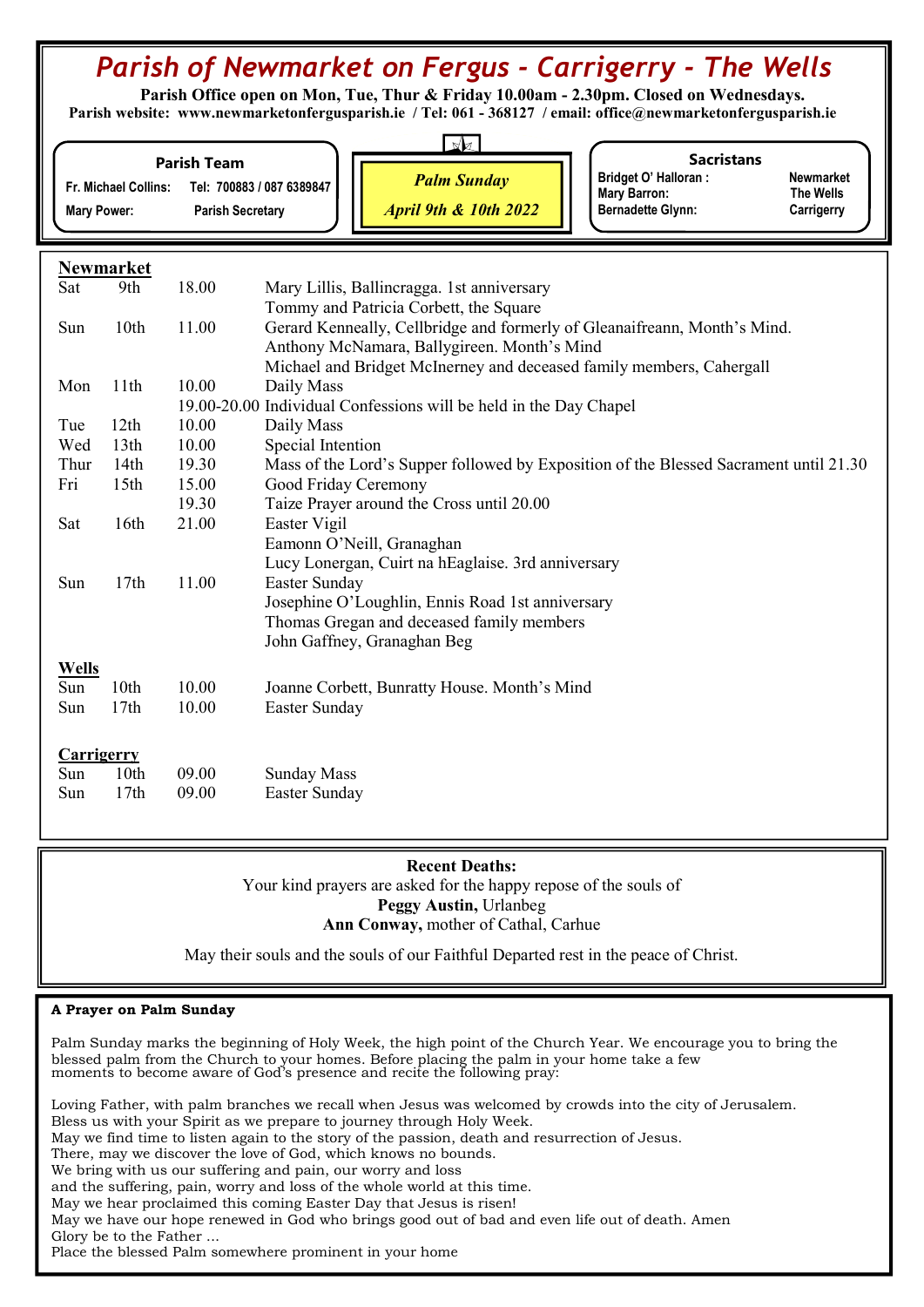# *Parish of Newmarket on Fergus - Carrigerry - The Wells*

**Parish Office open on Mon, Tue, Thur & Friday 10.00am - 2.30pm. Closed on Wednesdays.**
**Parish website: www.newmarketonfergusparish.ie / Tel: 061 - 368127 / email: office@newmarketonfergusparish.ie**

**Parish Team**
Fr. Michael Collins: Tel: 700883 / 087 6389847
Mary Power: Parish Secretary

***Palm Sunday***
***April 9th & 10th 2022***

**Sacristans**
Bridget O' Halloran : Newmarket
Mary Barron: The Wells
Bernadette Glynn: Carrigerry

## Newmarket

| | | | |
|---|---|---|---|
| Sat | 9th | 18.00 | Mary Lillis, Ballincragga. 1st anniversary |
| | | | Tommy and Patricia Corbett, the Square |
| Sun | 10th | 11.00 | Gerard Kenneally, Cellbridge and formerly of Gleanaifreann, Month's Mind. |
| | | | Anthony McNamara, Ballygireen. Month's Mind |
| | | | Michael and Bridget McInerney and deceased family members, Cahergall |
| Mon | 11th | 10.00 | Daily Mass |
| | | 19.00-20.00 | Individual Confessions will be held in the Day Chapel |
| Tue | 12th | 10.00 | Daily Mass |
| Wed | 13th | 10.00 | Special Intention |
| Thur | 14th | 19.30 | Mass of the Lord's Supper followed by Exposition of the Blessed Sacrament until 21.30 |
| Fri | 15th | 15.00 | Good Friday Ceremony |
| | | 19.30 | Taize Prayer around the Cross until 20.00 |
| Sat | 16th | 21.00 | Easter Vigil |
| | | | Eamonn O'Neill, Granaghan |
| | | | Lucy Lonergan, Cuirt na hEaglaise. 3rd anniversary |
| Sun | 17th | 11.00 | Easter Sunday |
| | | | Josephine O'Loughlin, Ennis Road 1st anniversary |
| | | | Thomas Gregan and deceased family members |
| | | | John Gaffney, Granaghan Beg |

## Wells

| | | | |
|---|---|---|---|
| Sun | 10th | 10.00 | Joanne Corbett, Bunratty House. Month's Mind |
| Sun | 17th | 10.00 | Easter Sunday |

## Carrigerry

| | | | |
|---|---|---|---|
| Sun | 10th | 09.00 | Sunday Mass |
| Sun | 17th | 09.00 | Easter Sunday |

**Recent Deaths:**

Your kind prayers are asked for the happy repose of the souls of
**Peggy Austin,** Urlanbeg
**Ann Conway,** mother of Cathal, Carhue

May their souls and the souls of our Faithful Departed rest in the peace of Christ.

**A Prayer on Palm Sunday**

Palm Sunday marks the beginning of Holy Week, the high point of the Church Year. We encourage you to bring the blessed palm from the Church to your homes. Before placing the palm in your home take a few moments to become aware of God's presence and recite the following pray:

Loving Father, with palm branches we recall when Jesus was welcomed by crowds into the city of Jerusalem.
Bless us with your Spirit as we prepare to journey through Holy Week.
May we find time to listen again to the story of the passion, death and resurrection of Jesus.
There, may we discover the love of God, which knows no bounds.
We bring with us our suffering and pain, our worry and loss
and the suffering, pain, worry and loss of the whole world at this time.
May we hear proclaimed this coming Easter Day that Jesus is risen!
May we have our hope renewed in God who brings good out of bad and even life out of death. Amen
Glory be to the Father ...
Place the blessed Palm somewhere prominent in your home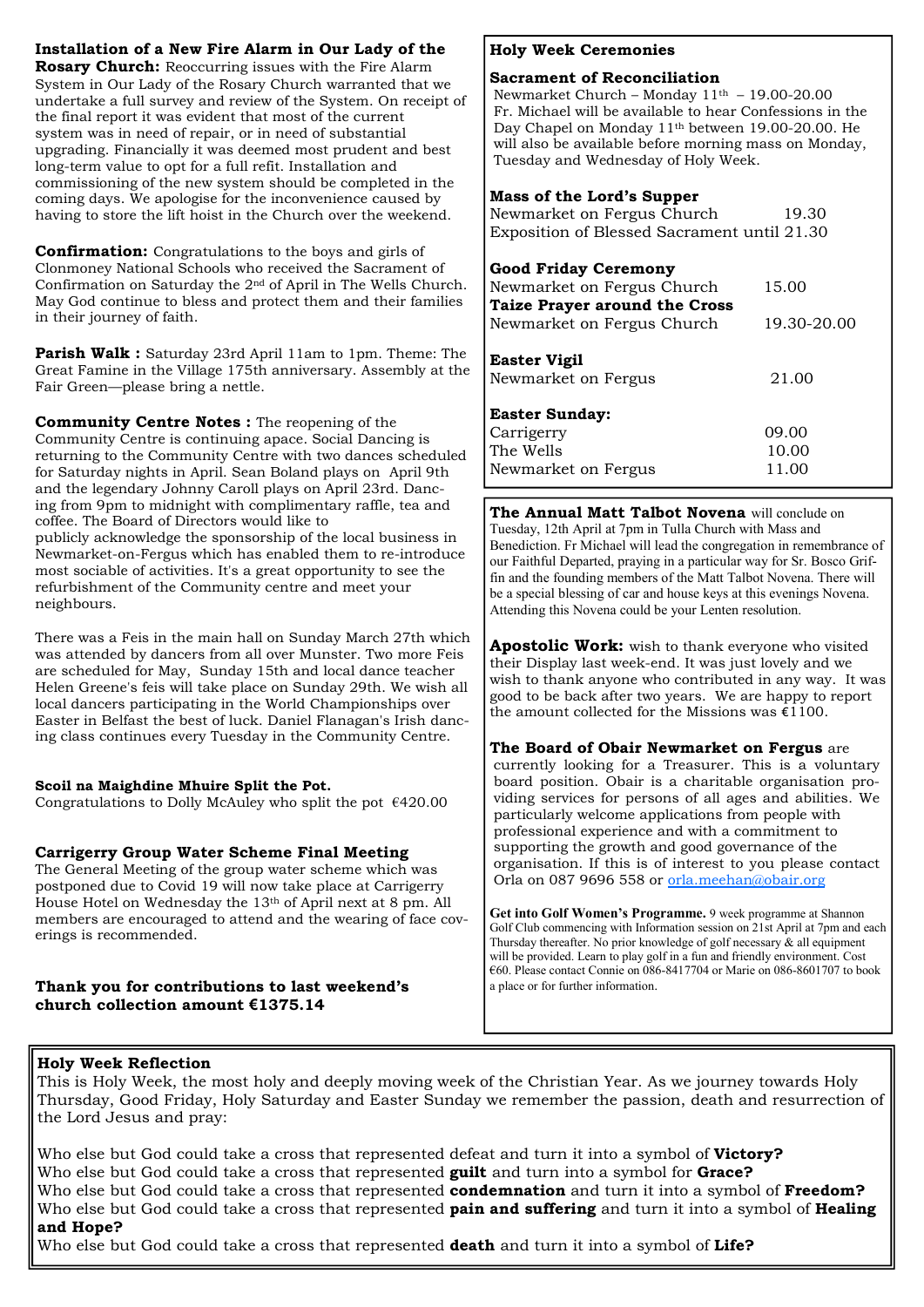**Installation of a New Fire Alarm in Our Lady of the Rosary Church:** Reoccurring issues with the Fire Alarm System in Our Lady of the Rosary Church warranted that we undertake a full survey and review of the System. On receipt of the final report it was evident that most of the current system was in need of repair, or in need of substantial upgrading. Financially it was deemed most prudent and best long-term value to opt for a full refit. Installation and commissioning of the new system should be completed in the coming days. We apologise for the inconvenience caused by having to store the lift hoist in the Church over the weekend.

**Confirmation:** Congratulations to the boys and girls of Clonmoney National Schools who received the Sacrament of Confirmation on Saturday the 2nd of April in The Wells Church. May God continue to bless and protect them and their families in their journey of faith.

**Parish Walk :** Saturday 23rd April 11am to 1pm. Theme: The Great Famine in the Village 175th anniversary. Assembly at the Fair Green—please bring a nettle.

**Community Centre Notes :** The reopening of the Community Centre is continuing apace. Social Dancing is returning to the Community Centre with two dances scheduled for Saturday nights in April. Sean Boland plays on April 9th and the legendary Johnny Caroll plays on April 23rd. Dancing from 9pm to midnight with complimentary raffle, tea and coffee. The Board of Directors would like to publicly acknowledge the sponsorship of the local business in Newmarket-on-Fergus which has enabled them to re-introduce most sociable of activities. It's a great opportunity to see the refurbishment of the Community centre and meet your neighbours.

There was a Feis in the main hall on Sunday March 27th which was attended by dancers from all over Munster. Two more Feis are scheduled for May, Sunday 15th and local dance teacher Helen Greene's feis will take place on Sunday 29th. We wish all local dancers participating in the World Championships over Easter in Belfast the best of luck. Daniel Flanagan's Irish dancing class continues every Tuesday in the Community Centre.

**Scoil na Maighdine Mhuire Split the Pot.**
Congratulations to Dolly McAuley who split the pot €420.00

**Carrigerry Group Water Scheme Final Meeting**
The General Meeting of the group water scheme which was postponed due to Covid 19 will now take place at Carrigerry House Hotel on Wednesday the 13th of April next at 8 pm. All members are encouraged to attend and the wearing of face coverings is recommended.

**Thank you for contributions to last weekend's church collection amount €1375.14**

**Holy Week Ceremonies**

**Sacrament of Reconciliation**
Newmarket Church – Monday 11th – 19.00-20.00
Fr. Michael will be available to hear Confessions in the Day Chapel on Monday 11th between 19.00-20.00. He will also be available before morning mass on Monday, Tuesday and Wednesday of Holy Week.

**Mass of the Lord's Supper**
Newmarket on Fergus Church 19.30
Exposition of Blessed Sacrament until 21.30

**Good Friday Ceremony**
Newmarket on Fergus Church 15.00
**Taize Prayer around the Cross**
Newmarket on Fergus Church 19.30-20.00

**Easter Vigil**
Newmarket on Fergus 21.00

**Easter Sunday:**
Carrigerry 09.00
The Wells 10.00
Newmarket on Fergus 11.00

**The Annual Matt Talbot Novena** will conclude on Tuesday, 12th April at 7pm in Tulla Church with Mass and Benediction. Fr Michael will lead the congregation in remembrance of our Faithful Departed, praying in a particular way for Sr. Bosco Griffin and the founding members of the Matt Talbot Novena. There will be a special blessing of car and house keys at this evenings Novena. Attending this Novena could be your Lenten resolution.

**Apostolic Work:** wish to thank everyone who visited their Display last week-end. It was just lovely and we wish to thank anyone who contributed in any way. It was good to be back after two years. We are happy to report the amount collected for the Missions was €1100.

**The Board of Obair Newmarket on Fergus** are currently looking for a Treasurer. This is a voluntary board position. Obair is a charitable organisation providing services for persons of all ages and abilities. We particularly welcome applications from people with professional experience and with a commitment to supporting the growth and good governance of the organisation. If this is of interest to you please contact Orla on 087 9696 558 or orla.meehan@obair.org

**Get into Golf Women's Programme.** 9 week programme at Shannon Golf Club commencing with Information session on 21st April at 7pm and each Thursday thereafter. No prior knowledge of golf necessary & all equipment will be provided. Learn to play golf in a fun and friendly environment. Cost €60. Please contact Connie on 086-8417704 or Marie on 086-8601707 to book a place or for further information.

**Holy Week Reflection**
This is Holy Week, the most holy and deeply moving week of the Christian Year. As we journey towards Holy Thursday, Good Friday, Holy Saturday and Easter Sunday we remember the passion, death and resurrection of the Lord Jesus and pray:

Who else but God could take a cross that represented defeat and turn it into a symbol of **Victory?**
Who else but God could take a cross that represented **guilt** and turn into a symbol for **Grace?**
Who else but God could take a cross that represented **condemnation** and turn it into a symbol of **Freedom?**
Who else but God could take a cross that represented **pain and suffering** and turn it into a symbol of **Healing and Hope?**
Who else but God could take a cross that represented **death** and turn it into a symbol of **Life?**